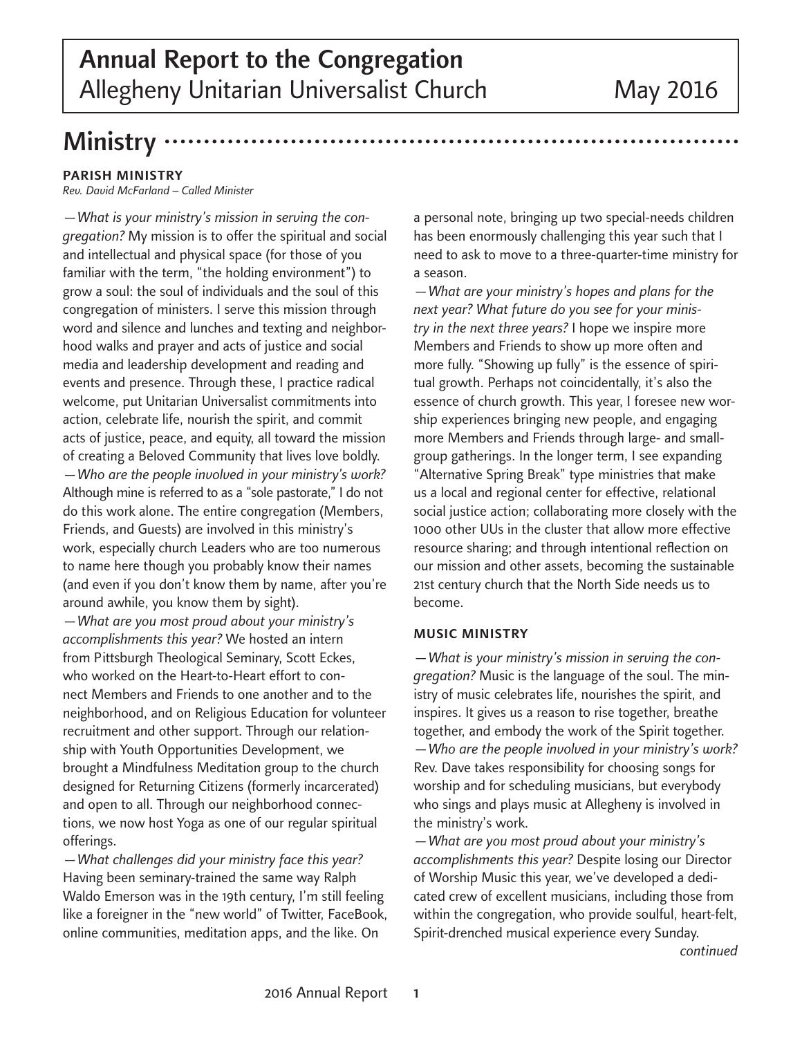# Annual Report to the Congregation

Allegheny Unitarian Universalist Church — May 2016

## Ministry

### PARISH MINISTRY

*Rev. David McFarland – Called Minister*

—*What is your ministry's mission in serving the congregation?* My mission is to offer the spiritual and social and intellectual and physical space (for those of you familiar with the term, "the holding environment") to grow a soul: the soul of individuals and the soul of this congregation of ministers. I serve this mission through word and silence and lunches and texting and neighborhood walks and prayer and acts of justice and social media and leadership development and reading and events and presence. Through these, I practice radical welcome, put Unitarian Universalist commitments into action, celebrate life, nourish the spirit, and commit acts of justice, peace, and equity, all toward the mission of creating a Beloved Community that lives love boldly.

—*Who are the people involved in your ministry's work?* Although mine is referred to as a "sole pastorate," I do not do this work alone. The entire congregation (Members, Friends, and Guests) are involved in this ministry's work, especially church Leaders who are too numerous to name here though you probably know their names (and even if you don't know them by name, after you're around awhile, you know them by sight).

—*What are you most proud about your ministry's accomplishments this year?* We hosted an intern from Pittsburgh Theological Seminary, Scott Eckes, who worked on the Heart-to-Heart effort to connect Members and Friends to one another and to the neighborhood, and on Religious Education for volunteer recruitment and other support. Through our relationship with Youth Opportunities Development, we brought a Mindfulness Meditation group to the church designed for Returning Citizens (formerly incarcerated) and open to all. Through our neighborhood connections, we now host Yoga as one of our regular spiritual offerings.

—*What challenges did your ministry face this year?* Having been seminary-trained the same way Ralph Waldo Emerson was in the 19th century, I'm still feeling like a foreigner in the "new world" of Twitter, FaceBook, online communities, meditation apps, and the like. On a personal note, bringing up two special-needs children has been enormously challenging this year such that I need to ask to move to a three-quarter-time ministry for a season.

—*What are your ministry's hopes and plans for the next year? What future do you see for your ministry in the next three years?* I hope we inspire more Members and Friends to show up more often and more fully. "Showing up fully" is the essence of spiritual growth. Perhaps not coincidentally, it's also the essence of church growth. This year, I foresee new worship experiences bringing new people, and engaging more Members and Friends through large- and small-group gatherings. In the longer term, I see expanding "Alternative Spring Break" type ministries that make us a local and regional center for effective, relational social justice action; collaborating more closely with the 1000 other UUs in the cluster that allow more effective resource sharing; and through intentional reflection on our mission and other assets, becoming the sustainable 21st century church that the North Side needs us to become.

### MUSIC MINISTRY

—*What is your ministry's mission in serving the congregation?* Music is the language of the soul. The ministry of music celebrates life, nourishes the spirit, and inspires. It gives us a reason to rise together, breathe together, and embody the work of the Spirit together.

—*Who are the people involved in your ministry's work?* Rev. Dave takes responsibility for choosing songs for worship and for scheduling musicians, but everybody who sings and plays music at Allegheny is involved in the ministry's work.

—*What are you most proud about your ministry's accomplishments this year?* Despite losing our Director of Worship Music this year, we've developed a dedicated crew of excellent musicians, including those from within the congregation, who provide soulful, heart-felt, Spirit-drenched musical experience every Sunday.

*continued*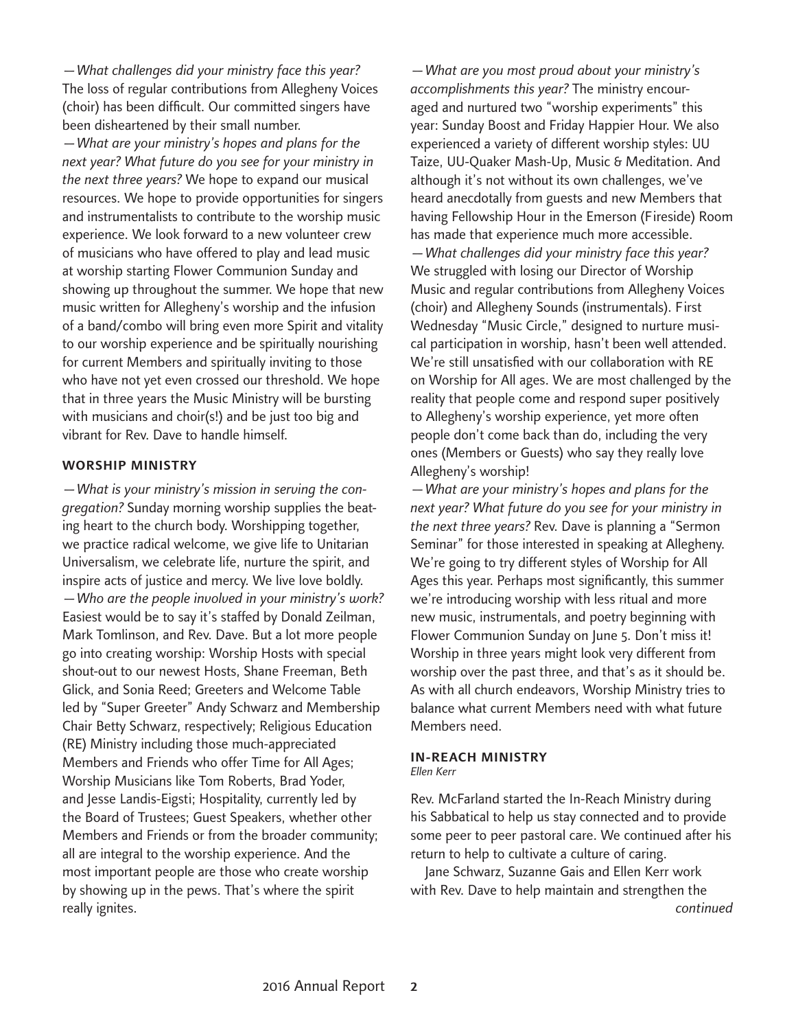*—What challenges did your ministry face this year?* The loss of regular contributions from Allegheny Voices (choir) has been difficult. Our committed singers have been disheartened by their small number.

*—What are your ministry's hopes and plans for the next year? What future do you see for your ministry in the next three years?* We hope to expand our musical resources. We hope to provide opportunities for singers and instrumentalists to contribute to the worship music experience. We look forward to a new volunteer crew of musicians who have offered to play and lead music at worship starting Flower Communion Sunday and showing up throughout the summer. We hope that new music written for Allegheny's worship and the infusion of a band/combo will bring even more Spirit and vitality to our worship experience and be spiritually nourishing for current Members and spiritually inviting to those who have not yet even crossed our threshold. We hope that in three years the Music Ministry will be bursting with musicians and choir(s!) and be just too big and vibrant for Rev. Dave to handle himself.

## WORSHIP MINISTRY

*—What is your ministry's mission in serving the congregation?* Sunday morning worship supplies the beating heart to the church body. Worshipping together, we practice radical welcome, we give life to Unitarian Universalism, we celebrate life, nurture the spirit, and inspire acts of justice and mercy. We live love boldly.

*—Who are the people involved in your ministry's work?* Easiest would be to say it's staffed by Donald Zeilman, Mark Tomlinson, and Rev. Dave. But a lot more people go into creating worship: Worship Hosts with special shout-out to our newest Hosts, Shane Freeman, Beth Glick, and Sonia Reed; Greeters and Welcome Table led by "Super Greeter" Andy Schwarz and Membership Chair Betty Schwarz, respectively; Religious Education (RE) Ministry including those much-appreciated Members and Friends who offer Time for All Ages; Worship Musicians like Tom Roberts, Brad Yoder, and Jesse Landis-Eigsti; Hospitality, currently led by the Board of Trustees; Guest Speakers, whether other Members and Friends or from the broader community; all are integral to the worship experience. And the most important people are those who create worship by showing up in the pews. That's where the spirit really ignites.

*—What are you most proud about your ministry's accomplishments this year?* The ministry encouraged and nurtured two "worship experiments" this year: Sunday Boost and Friday Happier Hour. We also experienced a variety of different worship styles: UU Taize, UU-Quaker Mash-Up, Music & Meditation. And although it's not without its own challenges, we've heard anecdotally from guests and new Members that having Fellowship Hour in the Emerson (Fireside) Room has made that experience much more accessible.

*—What challenges did your ministry face this year?* We struggled with losing our Director of Worship Music and regular contributions from Allegheny Voices (choir) and Allegheny Sounds (instrumentals). First Wednesday "Music Circle," designed to nurture musical participation in worship, hasn't been well attended. We're still unsatisfied with our collaboration with RE on Worship for All ages. We are most challenged by the reality that people come and respond super positively to Allegheny's worship experience, yet more often people don't come back than do, including the very ones (Members or Guests) who say they really love Allegheny's worship!

*—What are your ministry's hopes and plans for the next year? What future do you see for your ministry in the next three years?* Rev. Dave is planning a "Sermon Seminar" for those interested in speaking at Allegheny. We're going to try different styles of Worship for All Ages this year. Perhaps most significantly, this summer we're introducing worship with less ritual and more new music, instrumentals, and poetry beginning with Flower Communion Sunday on June 5. Don't miss it! Worship in three years might look very different from worship over the past three, and that's as it should be. As with all church endeavors, Worship Ministry tries to balance what current Members need with what future Members need.

## IN-REACH MINISTRY

*Ellen Kerr*

Rev. McFarland started the In-Reach Ministry during his Sabbatical to help us stay connected and to provide some peer to peer pastoral care. We continued after his return to help to cultivate a culture of caring.

Jane Schwarz, Suzanne Gais and Ellen Kerr work with Rev. Dave to help maintain and strengthen the

*continued*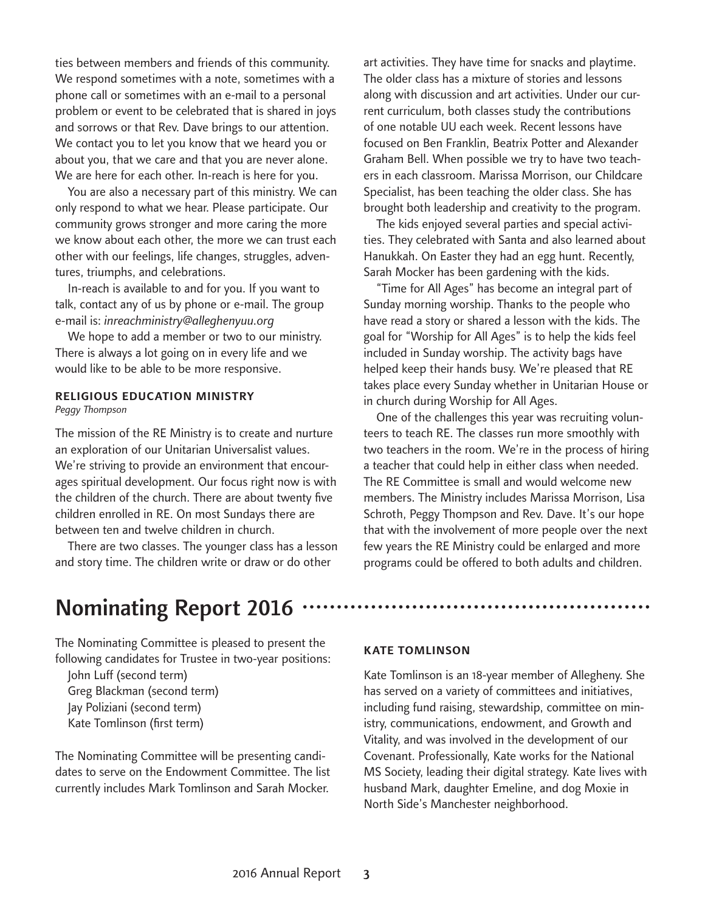ties between members and friends of this community. We respond sometimes with a note, sometimes with a phone call or sometimes with an e-mail to a personal problem or event to be celebrated that is shared in joys and sorrows or that Rev. Dave brings to our attention. We contact you to let you know that we heard you or about you, that we care and that you are never alone. We are here for each other. In-reach is here for you.

You are also a necessary part of this ministry. We can only respond to what we hear. Please participate. Our community grows stronger and more caring the more we know about each other, the more we can trust each other with our feelings, life changes, struggles, adventures, triumphs, and celebrations.

In-reach is available to and for you. If you want to talk, contact any of us by phone or e-mail. The group e-mail is: *inreachministry@alleghenyuu.org*

We hope to add a member or two to our ministry. There is always a lot going on in every life and we would like to be able to be more responsive.

### RELIGIOUS EDUCATION MINISTRY

*Peggy Thompson*

The mission of the RE Ministry is to create and nurture an exploration of our Unitarian Universalist values. We're striving to provide an environment that encourages spiritual development. Our focus right now is with the children of the church. There are about twenty five children enrolled in RE. On most Sundays there are between ten and twelve children in church.

There are two classes. The younger class has a lesson and story time. The children write or draw or do other art activities. They have time for snacks and playtime. The older class has a mixture of stories and lessons along with discussion and art activities. Under our current curriculum, both classes study the contributions of one notable UU each week. Recent lessons have focused on Ben Franklin, Beatrix Potter and Alexander Graham Bell. When possible we try to have two teachers in each classroom. Marissa Morrison, our Childcare Specialist, has been teaching the older class. She has brought both leadership and creativity to the program.

The kids enjoyed several parties and special activities. They celebrated with Santa and also learned about Hanukkah. On Easter they had an egg hunt. Recently, Sarah Mocker has been gardening with the kids.

"Time for All Ages" has become an integral part of Sunday morning worship. Thanks to the people who have read a story or shared a lesson with the kids. The goal for "Worship for All Ages" is to help the kids feel included in Sunday worship. The activity bags have helped keep their hands busy. We're pleased that RE takes place every Sunday whether in Unitarian House or in church during Worship for All Ages.

One of the challenges this year was recruiting volunteers to teach RE. The classes run more smoothly with two teachers in the room. We're in the process of hiring a teacher that could help in either class when needed. The RE Committee is small and would welcome new members. The Ministry includes Marissa Morrison, Lisa Schroth, Peggy Thompson and Rev. Dave. It's our hope that with the involvement of more people over the next few years the RE Ministry could be enlarged and more programs could be offered to both adults and children.

# Nominating Report 2016

The Nominating Committee is pleased to present the following candidates for Trustee in two-year positions:

John Luff (second term)
Greg Blackman (second term)
Jay Poliziani (second term)
Kate Tomlinson (first term)

The Nominating Committee will be presenting candidates to serve on the Endowment Committee. The list currently includes Mark Tomlinson and Sarah Mocker.

### KATE TOMLINSON

Kate Tomlinson is an 18-year member of Allegheny. She has served on a variety of committees and initiatives, including fund raising, stewardship, committee on ministry, communications, endowment, and Growth and Vitality, and was involved in the development of our Covenant. Professionally, Kate works for the National MS Society, leading their digital strategy. Kate lives with husband Mark, daughter Emeline, and dog Moxie in North Side's Manchester neighborhood.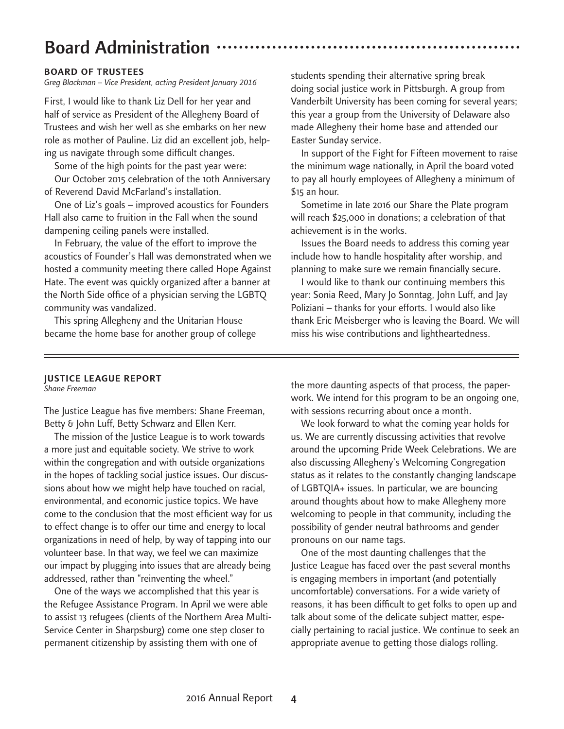# Board Administration

### BOARD OF TRUSTEES

*Greg Blackman – Vice President, acting President January 2016*

First, I would like to thank Liz Dell for her year and half of service as President of the Allegheny Board of Trustees and wish her well as she embarks on her new role as mother of Pauline. Liz did an excellent job, helping us navigate through some difficult changes.

Some of the high points for the past year were:

Our October 2015 celebration of the 10th Anniversary of Reverend David McFarland's installation.

One of Liz's goals – improved acoustics for Founders Hall also came to fruition in the Fall when the sound dampening ceiling panels were installed.

In February, the value of the effort to improve the acoustics of Founder's Hall was demonstrated when we hosted a community meeting there called Hope Against Hate. The event was quickly organized after a banner at the North Side office of a physician serving the LGBTQ community was vandalized.

This spring Allegheny and the Unitarian House became the home base for another group of college students spending their alternative spring break doing social justice work in Pittsburgh. A group from Vanderbilt University has been coming for several years; this year a group from the University of Delaware also made Allegheny their home base and attended our Easter Sunday service.

In support of the Fight for Fifteen movement to raise the minimum wage nationally, in April the board voted to pay all hourly employees of Allegheny a minimum of $15 an hour.

Sometime in late 2016 our Share the Plate program will reach $25,000 in donations; a celebration of that achievement is in the works.

Issues the Board needs to address this coming year include how to handle hospitality after worship, and planning to make sure we remain financially secure.

I would like to thank our continuing members this year: Sonia Reed, Mary Jo Sonntag, John Luff, and Jay Poliziani – thanks for your efforts. I would also like thank Eric Meisberger who is leaving the Board. We will miss his wise contributions and lightheartedness.

### JUSTICE LEAGUE REPORT

*Shane Freeman*

The Justice League has five members: Shane Freeman, Betty & John Luff, Betty Schwarz and Ellen Kerr.

The mission of the Justice League is to work towards a more just and equitable society. We strive to work within the congregation and with outside organizations in the hopes of tackling social justice issues. Our discussions about how we might help have touched on racial, environmental, and economic justice topics. We have come to the conclusion that the most efficient way for us to effect change is to offer our time and energy to local organizations in need of help, by way of tapping into our volunteer base. In that way, we feel we can maximize our impact by plugging into issues that are already being addressed, rather than "reinventing the wheel."

One of the ways we accomplished that this year is the Refugee Assistance Program. In April we were able to assist 13 refugees (clients of the Northern Area Multi-Service Center in Sharpsburg) come one step closer to permanent citizenship by assisting them with one of the more daunting aspects of that process, the paperwork. We intend for this program to be an ongoing one, with sessions recurring about once a month.

We look forward to what the coming year holds for us. We are currently discussing activities that revolve around the upcoming Pride Week Celebrations. We are also discussing Allegheny's Welcoming Congregation status as it relates to the constantly changing landscape of LGBTQIA+ issues. In particular, we are bouncing around thoughts about how to make Allegheny more welcoming to people in that community, including the possibility of gender neutral bathrooms and gender pronouns on our name tags.

One of the most daunting challenges that the Justice League has faced over the past several months is engaging members in important (and potentially uncomfortable) conversations. For a wide variety of reasons, it has been difficult to get folks to open up and talk about some of the delicate subject matter, especially pertaining to racial justice. We continue to seek an appropriate avenue to getting those dialogs rolling.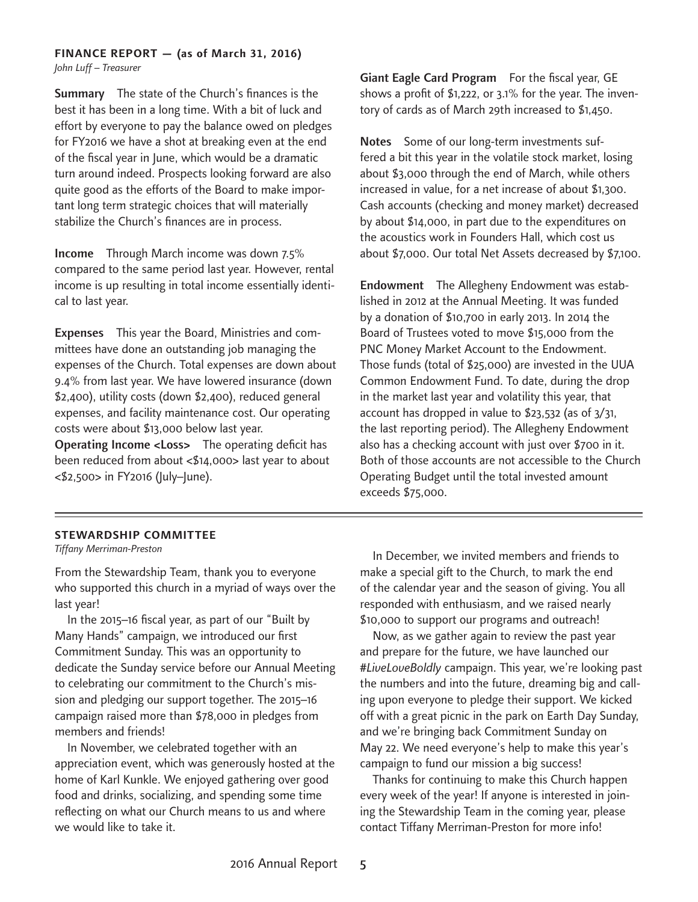## FINANCE REPORT — (as of March 31, 2016)

*John Luff – Treasurer*

**Summary** The state of the Church's finances is the best it has been in a long time. With a bit of luck and effort by everyone to pay the balance owed on pledges for FY2016 we have a shot at breaking even at the end of the fiscal year in June, which would be a dramatic turn around indeed. Prospects looking forward are also quite good as the efforts of the Board to make important long term strategic choices that will materially stabilize the Church's finances are in process.

**Income** Through March income was down 7.5% compared to the same period last year. However, rental income is up resulting in total income essentially identical to last year.

**Expenses** This year the Board, Ministries and committees have done an outstanding job managing the expenses of the Church. Total expenses are down about 9.4% from last year. We have lowered insurance (down $2,400), utility costs (down $2,400), reduced general expenses, and facility maintenance cost. Our operating costs were about $13,000 below last year.

**Operating Income <Loss>** The operating deficit has been reduced from about <$14,000> last year to about <$2,500> in FY2016 (July–June).

**Giant Eagle Card Program** For the fiscal year, GE shows a profit of $1,222, or 3.1% for the year. The inventory of cards as of March 29th increased to $1,450.

**Notes** Some of our long-term investments suffered a bit this year in the volatile stock market, losing about $3,000 through the end of March, while others increased in value, for a net increase of about $1,300. Cash accounts (checking and money market) decreased by about $14,000, in part due to the expenditures on the acoustics work in Founders Hall, which cost us about $7,000. Our total Net Assets decreased by $7,100.

**Endowment** The Allegheny Endowment was established in 2012 at the Annual Meeting. It was funded by a donation of $10,700 in early 2013. In 2014 the Board of Trustees voted to move $15,000 from the PNC Money Market Account to the Endowment. Those funds (total of $25,000) are invested in the UUA Common Endowment Fund. To date, during the drop in the market last year and volatility this year, that account has dropped in value to $23,532 (as of 3/31, the last reporting period). The Allegheny Endowment also has a checking account with just over $700 in it. Both of those accounts are not accessible to the Church Operating Budget until the total invested amount exceeds $75,000.

## STEWARDSHIP COMMITTEE

*Tiffany Merriman-Preston*

From the Stewardship Team, thank you to everyone who supported this church in a myriad of ways over the last year!

In the 2015–16 fiscal year, as part of our "Built by Many Hands" campaign, we introduced our first Commitment Sunday. This was an opportunity to dedicate the Sunday service before our Annual Meeting to celebrating our commitment to the Church's mission and pledging our support together. The 2015–16 campaign raised more than $78,000 in pledges from members and friends!

In November, we celebrated together with an appreciation event, which was generously hosted at the home of Karl Kunkle. We enjoyed gathering over good food and drinks, socializing, and spending some time reflecting on what our Church means to us and where we would like to take it.

In December, we invited members and friends to make a special gift to the Church, to mark the end of the calendar year and the season of giving. You all responded with enthusiasm, and we raised nearly $10,000 to support our programs and outreach!

Now, as we gather again to review the past year and prepare for the future, we have launched our *#LiveLoveBoldly* campaign. This year, we're looking past the numbers and into the future, dreaming big and calling upon everyone to pledge their support. We kicked off with a great picnic in the park on Earth Day Sunday, and we're bringing back Commitment Sunday on May 22. We need everyone's help to make this year's campaign to fund our mission a big success!

Thanks for continuing to make this Church happen every week of the year! If anyone is interested in joining the Stewardship Team in the coming year, please contact Tiffany Merriman-Preston for more info!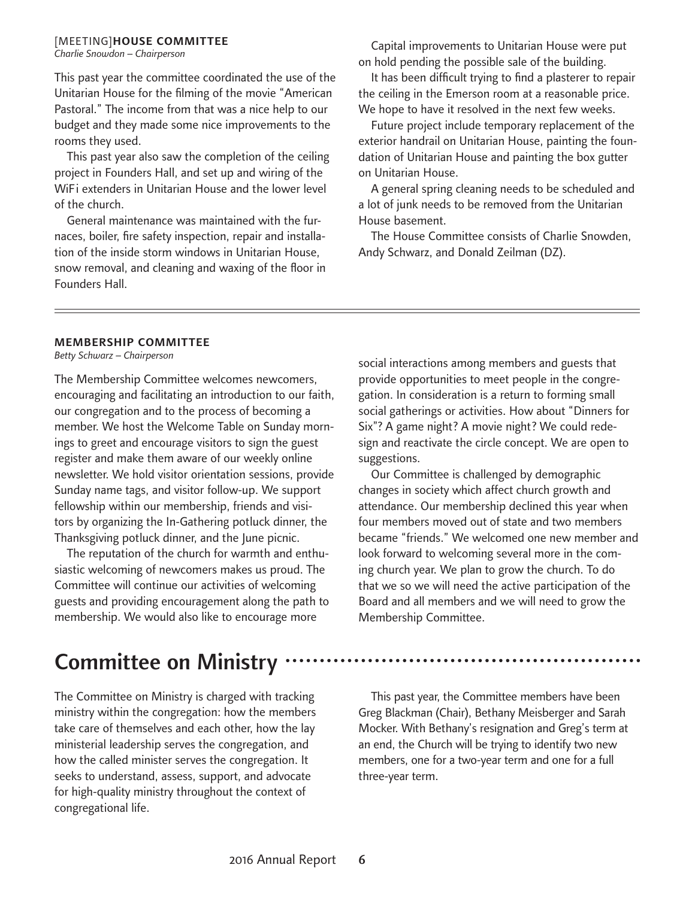### [MEETING]**HOUSE COMMITTEE**

*Charlie Snowdon – Chairperson*

This past year the committee coordinated the use of the Unitarian House for the filming of the movie "American Pastoral." The income from that was a nice help to our budget and they made some nice improvements to the rooms they used.

This past year also saw the completion of the ceiling project in Founders Hall, and set up and wiring of the WiFi extenders in Unitarian House and the lower level of the church.

General maintenance was maintained with the furnaces, boiler, fire safety inspection, repair and installation of the inside storm windows in Unitarian House, snow removal, and cleaning and waxing of the floor in Founders Hall.

Capital improvements to Unitarian House were put on hold pending the possible sale of the building.

It has been difficult trying to find a plasterer to repair the ceiling in the Emerson room at a reasonable price. We hope to have it resolved in the next few weeks.

Future project include temporary replacement of the exterior handrail on Unitarian House, painting the foundation of Unitarian House and painting the box gutter on Unitarian House.

A general spring cleaning needs to be scheduled and a lot of junk needs to be removed from the Unitarian House basement.

The House Committee consists of Charlie Snowden, Andy Schwarz, and Donald Zeilman (DZ).

### **MEMBERSHIP COMMITTEE**

*Betty Schwarz – Chairperson*

The Membership Committee welcomes newcomers, encouraging and facilitating an introduction to our faith, our congregation and to the process of becoming a member. We host the Welcome Table on Sunday mornings to greet and encourage visitors to sign the guest register and make them aware of our weekly online newsletter. We hold visitor orientation sessions, provide Sunday name tags, and visitor follow-up. We support fellowship within our membership, friends and visitors by organizing the In-Gathering potluck dinner, the Thanksgiving potluck dinner, and the June picnic.

The reputation of the church for warmth and enthusiastic welcoming of newcomers makes us proud. The Committee will continue our activities of welcoming guests and providing encouragement along the path to membership. We would also like to encourage more social interactions among members and guests that provide opportunities to meet people in the congregation. In consideration is a return to forming small social gatherings or activities. How about "Dinners for Six"? A game night? A movie night? We could redesign and reactivate the circle concept. We are open to suggestions.

Our Committee is challenged by demographic changes in society which affect church growth and attendance. Our membership declined this year when four members moved out of state and two members became "friends." We welcomed one new member and look forward to welcoming several more in the coming church year. We plan to grow the church. To do that we so we will need the active participation of the Board and all members and we will need to grow the Membership Committee.

## Committee on Ministry

The Committee on Ministry is charged with tracking ministry within the congregation: how the members take care of themselves and each other, how the lay ministerial leadership serves the congregation, and how the called minister serves the congregation. It seeks to understand, assess, support, and advocate for high-quality ministry throughout the context of congregational life.

This past year, the Committee members have been Greg Blackman (Chair), Bethany Meisberger and Sarah Mocker. With Bethany's resignation and Greg's term at an end, the Church will be trying to identify two new members, one for a two-year term and one for a full three-year term.